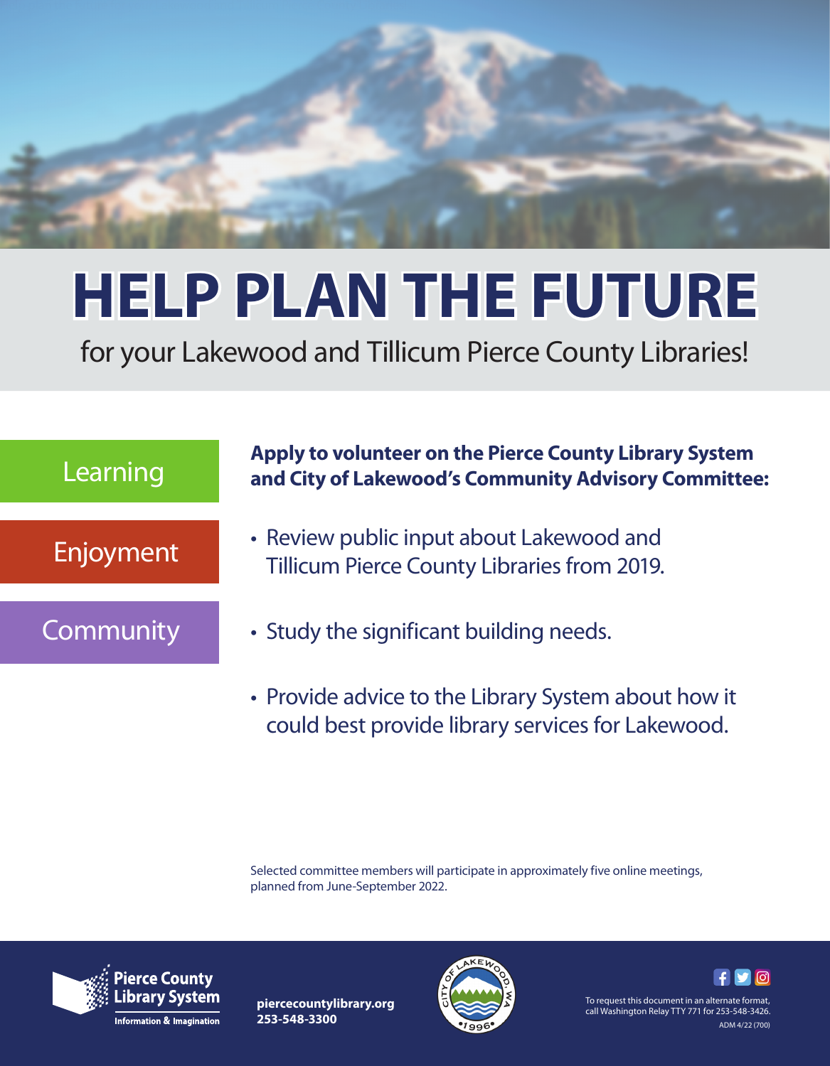# HELP PLAN THE FUTURE

for your Lakewood and Tillicum Pierce County Libraries!

Learning

Enjoyment

Community

**Apply to volunteer on the Pierce County Library System and City of Lakewood's Community Advisory Committee:**

- Review public input about Lakewood and Tillicum Pierce County Libraries from 2019.
- Study the significant building needs.
- Provide advice to the Library System about how it could best provide library services for Lakewood.

Selected committee members will participate in approximately five online meetings, planned from June-September 2022.

Pierce County Library System
Information & Imagination

**piercecountylibrary.org**
**253-548-3300**

City of Lakewood, WA • 1996 •

To request this document in an alternate format, call Washington Relay TTY 771 for 253-548-3426.

ADM 4/22 (700)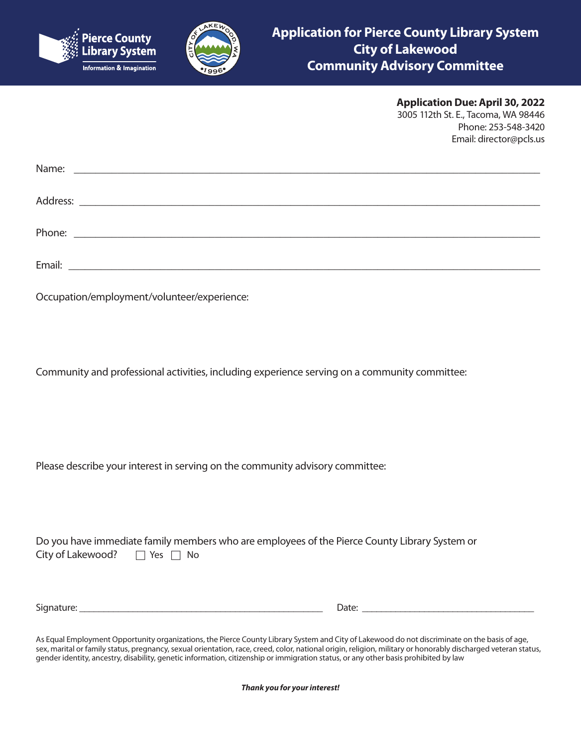# Application for Pierce County Library System City of Lakewood Community Advisory Committee

**Application Due: April 30, 2022**
3005 112th St. E., Tacoma, WA 98446
Phone: 253-548-3420
Email: director@pcls.us

Name: ___________________________________________________________________________

Address: _________________________________________________________________________

Phone: ___________________________________________________________________________

Email: ___________________________________________________________________________

Occupation/employment/volunteer/experience:

Community and professional activities, including experience serving on a community committee:

Please describe your interest in serving on the community advisory committee:

Do you have immediate family members who are employees of the Pierce County Library System or City of Lakewood? ☐ Yes ☐ No

Signature: _____________________________________________ Date: _______________________________

As Equal Employment Opportunity organizations, the Pierce County Library System and City of Lakewood do not discriminate on the basis of age, sex, marital or family status, pregnancy, sexual orientation, race, creed, color, national origin, religion, military or honorably discharged veteran status, gender identity, ancestry, disability, genetic information, citizenship or immigration status, or any other basis prohibited by law

***Thank you for your interest!***